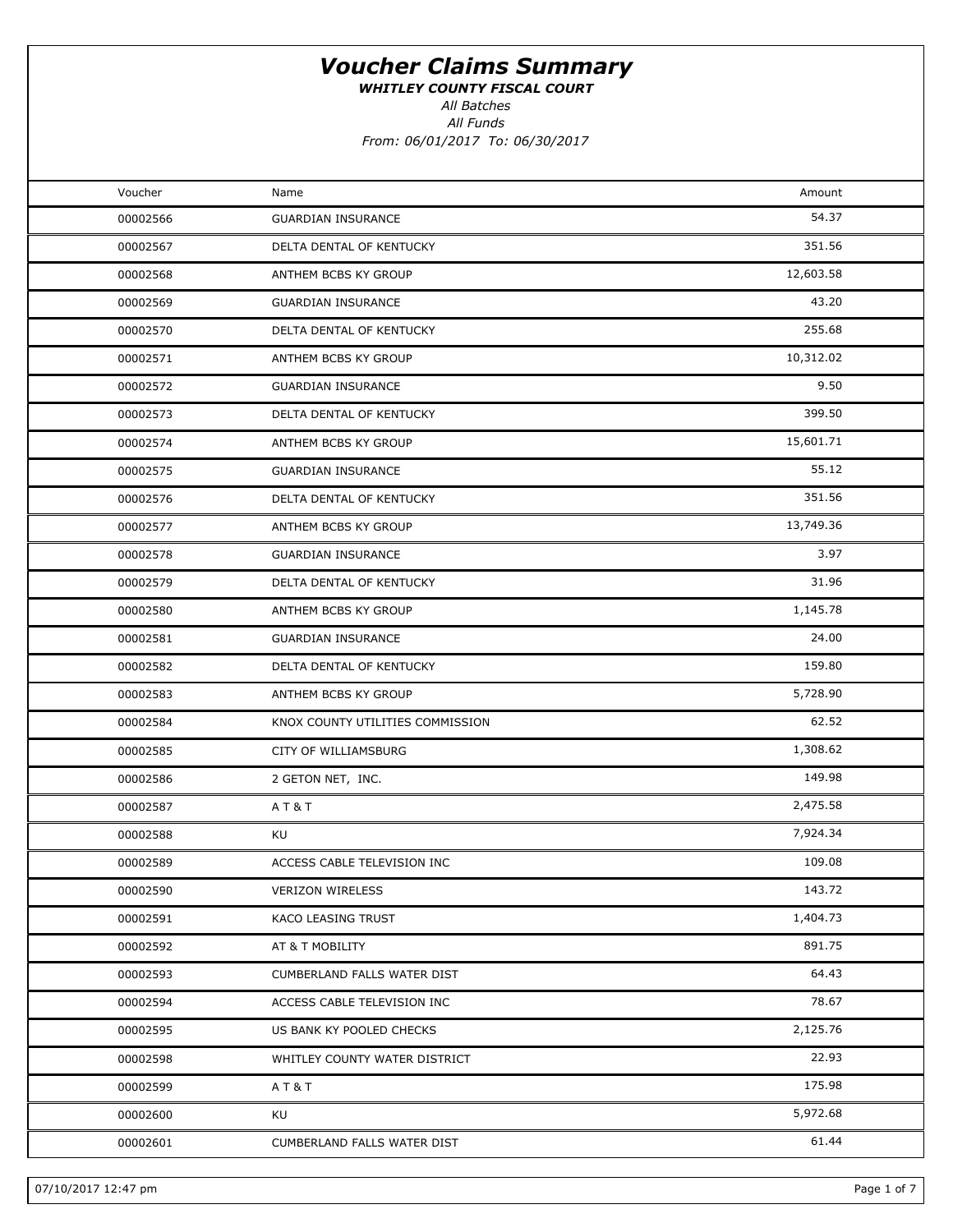# Voucher Claims Summary

***WHITLEY COUNTY FISCAL COURT***

*All Batches*

*All Funds*

*From: 06/01/2017 To: 06/30/2017*

| Voucher | Name | Amount |
|---|---|---|
| 00002566 | GUARDIAN INSURANCE | 54.37 |
| 00002567 | DELTA DENTAL OF KENTUCKY | 351.56 |
| 00002568 | ANTHEM BCBS KY GROUP | 12,603.58 |
| 00002569 | GUARDIAN INSURANCE | 43.20 |
| 00002570 | DELTA DENTAL OF KENTUCKY | 255.68 |
| 00002571 | ANTHEM BCBS KY GROUP | 10,312.02 |
| 00002572 | GUARDIAN INSURANCE | 9.50 |
| 00002573 | DELTA DENTAL OF KENTUCKY | 399.50 |
| 00002574 | ANTHEM BCBS KY GROUP | 15,601.71 |
| 00002575 | GUARDIAN INSURANCE | 55.12 |
| 00002576 | DELTA DENTAL OF KENTUCKY | 351.56 |
| 00002577 | ANTHEM BCBS KY GROUP | 13,749.36 |
| 00002578 | GUARDIAN INSURANCE | 3.97 |
| 00002579 | DELTA DENTAL OF KENTUCKY | 31.96 |
| 00002580 | ANTHEM BCBS KY GROUP | 1,145.78 |
| 00002581 | GUARDIAN INSURANCE | 24.00 |
| 00002582 | DELTA DENTAL OF KENTUCKY | 159.80 |
| 00002583 | ANTHEM BCBS KY GROUP | 5,728.90 |
| 00002584 | KNOX COUNTY UTILITIES COMMISSION | 62.52 |
| 00002585 | CITY OF WILLIAMSBURG | 1,308.62 |
| 00002586 | 2 GETON NET, INC. | 149.98 |
| 00002587 | A T & T | 2,475.58 |
| 00002588 | KU | 7,924.34 |
| 00002589 | ACCESS CABLE TELEVISION INC | 109.08 |
| 00002590 | VERIZON WIRELESS | 143.72 |
| 00002591 | KACO LEASING TRUST | 1,404.73 |
| 00002592 | AT & T MOBILITY | 891.75 |
| 00002593 | CUMBERLAND FALLS WATER DIST | 64.43 |
| 00002594 | ACCESS CABLE TELEVISION INC | 78.67 |
| 00002595 | US BANK KY POOLED CHECKS | 2,125.76 |
| 00002598 | WHITLEY COUNTY WATER DISTRICT | 22.93 |
| 00002599 | A T & T | 175.98 |
| 00002600 | KU | 5,972.68 |
| 00002601 | CUMBERLAND FALLS WATER DIST | 61.44 |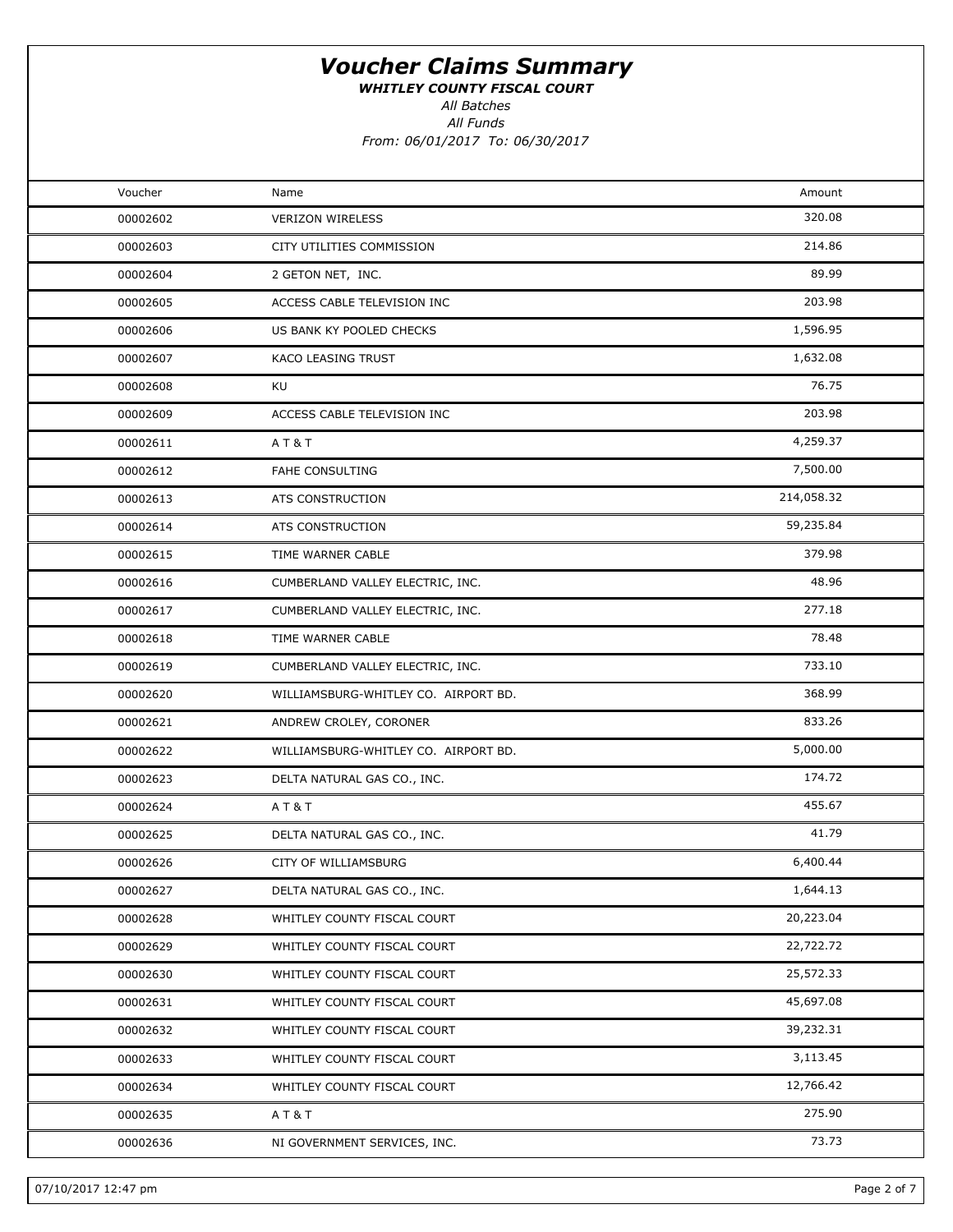# Voucher Claims Summary

***WHITLEY COUNTY FISCAL COURT***

*All Batches*

*All Funds*

*From: 06/01/2017 To: 06/30/2017*

| Voucher | Name | Amount |
|---|---|---|
| 00002602 | VERIZON WIRELESS | 320.08 |
| 00002603 | CITY UTILITIES COMMISSION | 214.86 |
| 00002604 | 2 GETON NET, INC. | 89.99 |
| 00002605 | ACCESS CABLE TELEVISION INC | 203.98 |
| 00002606 | US BANK KY POOLED CHECKS | 1,596.95 |
| 00002607 | KACO LEASING TRUST | 1,632.08 |
| 00002608 | KU | 76.75 |
| 00002609 | ACCESS CABLE TELEVISION INC | 203.98 |
| 00002611 | A T & T | 4,259.37 |
| 00002612 | FAHE CONSULTING | 7,500.00 |
| 00002613 | ATS CONSTRUCTION | 214,058.32 |
| 00002614 | ATS CONSTRUCTION | 59,235.84 |
| 00002615 | TIME WARNER CABLE | 379.98 |
| 00002616 | CUMBERLAND VALLEY ELECTRIC, INC. | 48.96 |
| 00002617 | CUMBERLAND VALLEY ELECTRIC, INC. | 277.18 |
| 00002618 | TIME WARNER CABLE | 78.48 |
| 00002619 | CUMBERLAND VALLEY ELECTRIC, INC. | 733.10 |
| 00002620 | WILLIAMSBURG-WHITLEY CO. AIRPORT BD. | 368.99 |
| 00002621 | ANDREW CROLEY, CORONER | 833.26 |
| 00002622 | WILLIAMSBURG-WHITLEY CO. AIRPORT BD. | 5,000.00 |
| 00002623 | DELTA NATURAL GAS CO., INC. | 174.72 |
| 00002624 | A T & T | 455.67 |
| 00002625 | DELTA NATURAL GAS CO., INC. | 41.79 |
| 00002626 | CITY OF WILLIAMSBURG | 6,400.44 |
| 00002627 | DELTA NATURAL GAS CO., INC. | 1,644.13 |
| 00002628 | WHITLEY COUNTY FISCAL COURT | 20,223.04 |
| 00002629 | WHITLEY COUNTY FISCAL COURT | 22,722.72 |
| 00002630 | WHITLEY COUNTY FISCAL COURT | 25,572.33 |
| 00002631 | WHITLEY COUNTY FISCAL COURT | 45,697.08 |
| 00002632 | WHITLEY COUNTY FISCAL COURT | 39,232.31 |
| 00002633 | WHITLEY COUNTY FISCAL COURT | 3,113.45 |
| 00002634 | WHITLEY COUNTY FISCAL COURT | 12,766.42 |
| 00002635 | A T & T | 275.90 |
| 00002636 | NI GOVERNMENT SERVICES, INC. | 73.73 |

07/10/2017 12:47 pm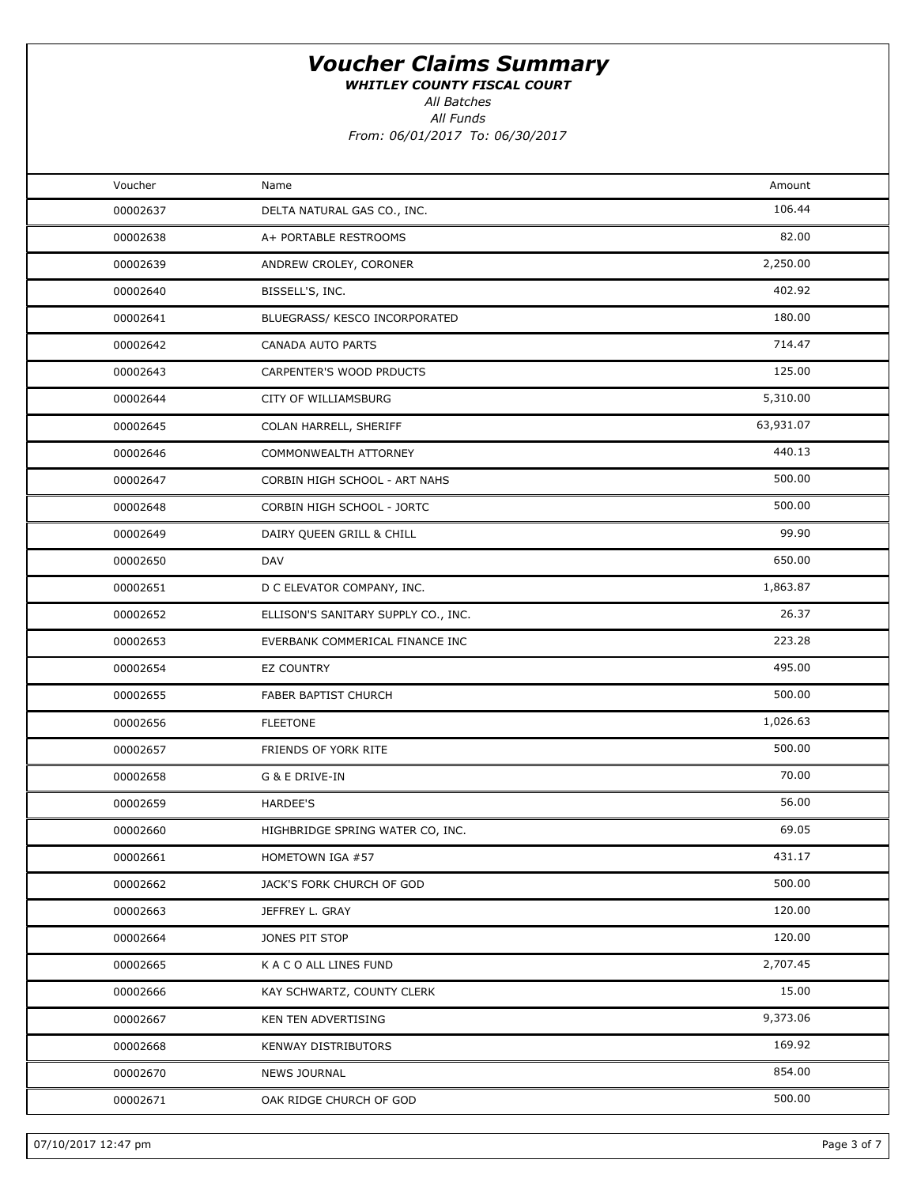# Voucher Claims Summary

***WHITLEY COUNTY FISCAL COURT***

*All Batches*

*All Funds*

*From: 06/01/2017 To: 06/30/2017*

| Voucher | Name | Amount |
|---|---|---|
| 00002637 | DELTA NATURAL GAS CO., INC. | 106.44 |
| 00002638 | A+ PORTABLE RESTROOMS | 82.00 |
| 00002639 | ANDREW CROLEY, CORONER | 2,250.00 |
| 00002640 | BISSELL'S, INC. | 402.92 |
| 00002641 | BLUEGRASS/ KESCO INCORPORATED | 180.00 |
| 00002642 | CANADA AUTO PARTS | 714.47 |
| 00002643 | CARPENTER'S WOOD PRDUCTS | 125.00 |
| 00002644 | CITY OF WILLIAMSBURG | 5,310.00 |
| 00002645 | COLAN HARRELL, SHERIFF | 63,931.07 |
| 00002646 | COMMONWEALTH ATTORNEY | 440.13 |
| 00002647 | CORBIN HIGH SCHOOL - ART NAHS | 500.00 |
| 00002648 | CORBIN HIGH SCHOOL - JORTC | 500.00 |
| 00002649 | DAIRY QUEEN GRILL & CHILL | 99.90 |
| 00002650 | DAV | 650.00 |
| 00002651 | D C ELEVATOR COMPANY, INC. | 1,863.87 |
| 00002652 | ELLISON'S SANITARY SUPPLY CO., INC. | 26.37 |
| 00002653 | EVERBANK COMMERICAL FINANCE INC | 223.28 |
| 00002654 | EZ COUNTRY | 495.00 |
| 00002655 | FABER BAPTIST CHURCH | 500.00 |
| 00002656 | FLEETONE | 1,026.63 |
| 00002657 | FRIENDS OF YORK RITE | 500.00 |
| 00002658 | G & E DRIVE-IN | 70.00 |
| 00002659 | HARDEE'S | 56.00 |
| 00002660 | HIGHBRIDGE SPRING WATER CO, INC. | 69.05 |
| 00002661 | HOMETOWN IGA #57 | 431.17 |
| 00002662 | JACK'S FORK CHURCH OF GOD | 500.00 |
| 00002663 | JEFFREY L. GRAY | 120.00 |
| 00002664 | JONES PIT STOP | 120.00 |
| 00002665 | K A C O ALL LINES FUND | 2,707.45 |
| 00002666 | KAY SCHWARTZ, COUNTY CLERK | 15.00 |
| 00002667 | KEN TEN ADVERTISING | 9,373.06 |
| 00002668 | KENWAY DISTRIBUTORS | 169.92 |
| 00002670 | NEWS JOURNAL | 854.00 |
| 00002671 | OAK RIDGE CHURCH OF GOD | 500.00 |

07/10/2017 12:47 pm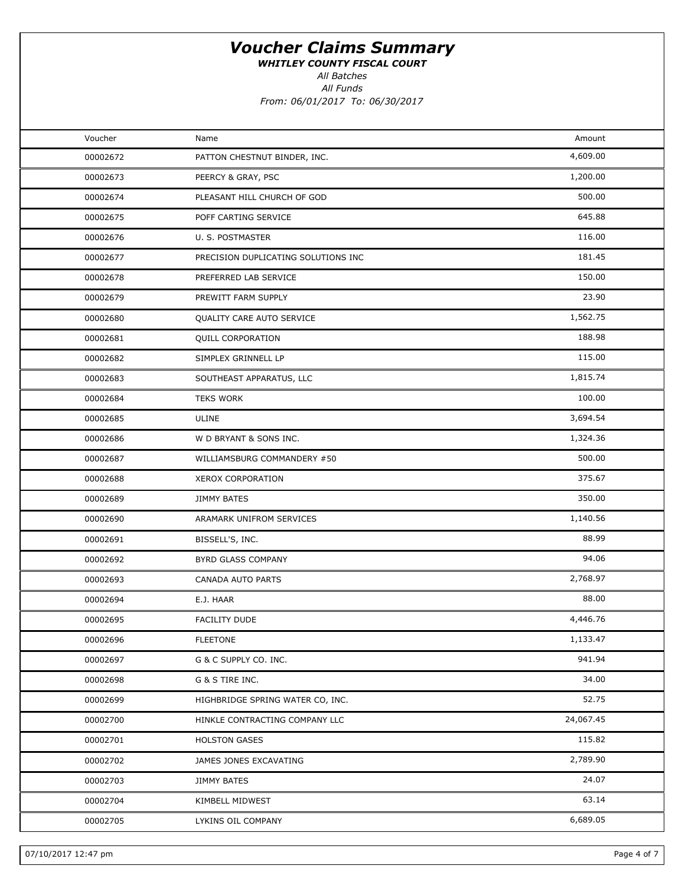# Voucher Claims Summary

***WHITLEY COUNTY FISCAL COURT***

*All Batches*

*All Funds*

*From: 06/01/2017 To: 06/30/2017*

| Voucher | Name | Amount |
| --- | --- | --- |
| 00002672 | PATTON CHESTNUT BINDER, INC. | 4,609.00 |
| 00002673 | PEERCY & GRAY, PSC | 1,200.00 |
| 00002674 | PLEASANT HILL CHURCH OF GOD | 500.00 |
| 00002675 | POFF CARTING SERVICE | 645.88 |
| 00002676 | U. S. POSTMASTER | 116.00 |
| 00002677 | PRECISION DUPLICATING SOLUTIONS INC | 181.45 |
| 00002678 | PREFERRED LAB SERVICE | 150.00 |
| 00002679 | PREWITT FARM SUPPLY | 23.90 |
| 00002680 | QUALITY CARE AUTO SERVICE | 1,562.75 |
| 00002681 | QUILL CORPORATION | 188.98 |
| 00002682 | SIMPLEX GRINNELL LP | 115.00 |
| 00002683 | SOUTHEAST APPARATUS, LLC | 1,815.74 |
| 00002684 | TEKS WORK | 100.00 |
| 00002685 | ULINE | 3,694.54 |
| 00002686 | W D BRYANT & SONS INC. | 1,324.36 |
| 00002687 | WILLIAMSBURG COMMANDERY #50 | 500.00 |
| 00002688 | XEROX CORPORATION | 375.67 |
| 00002689 | JIMMY BATES | 350.00 |
| 00002690 | ARAMARK UNIFROM SERVICES | 1,140.56 |
| 00002691 | BISSELL'S, INC. | 88.99 |
| 00002692 | BYRD GLASS COMPANY | 94.06 |
| 00002693 | CANADA AUTO PARTS | 2,768.97 |
| 00002694 | E.J. HAAR | 88.00 |
| 00002695 | FACILITY DUDE | 4,446.76 |
| 00002696 | FLEETONE | 1,133.47 |
| 00002697 | G & C SUPPLY CO. INC. | 941.94 |
| 00002698 | G & S TIRE INC. | 34.00 |
| 00002699 | HIGHBRIDGE SPRING WATER CO, INC. | 52.75 |
| 00002700 | HINKLE CONTRACTING COMPANY LLC | 24,067.45 |
| 00002701 | HOLSTON GASES | 115.82 |
| 00002702 | JAMES JONES EXCAVATING | 2,789.90 |
| 00002703 | JIMMY BATES | 24.07 |
| 00002704 | KIMBELL MIDWEST | 63.14 |
| 00002705 | LYKINS OIL COMPANY | 6,689.05 |

07/10/2017 12:47 pm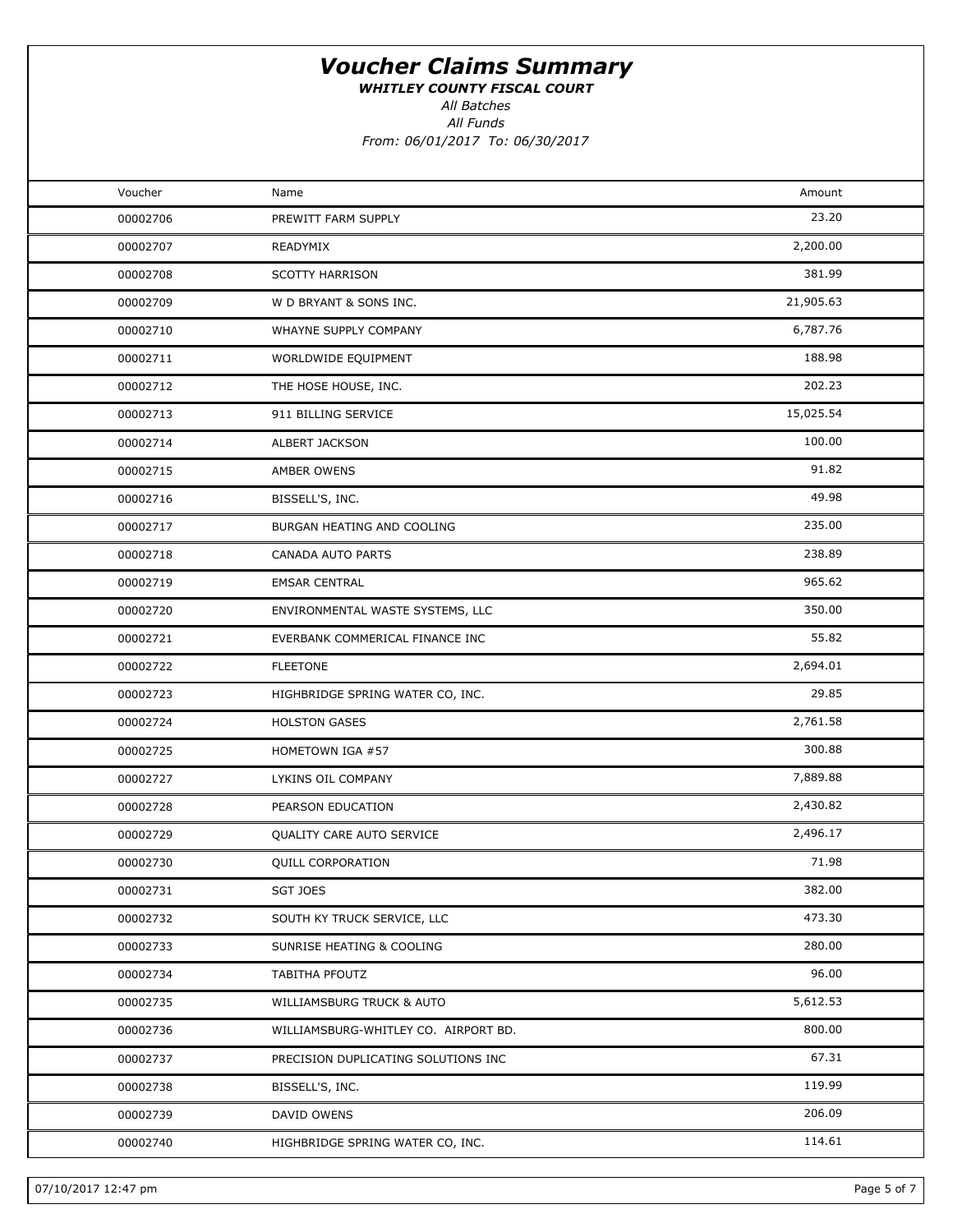# Voucher Claims Summary

***WHITLEY COUNTY FISCAL COURT***

*All Batches*

*All Funds*

*From: 06/01/2017 To: 06/30/2017*

| Voucher | Name | Amount |
|---|---|---|
| 00002706 | PREWITT FARM SUPPLY | 23.20 |
| 00002707 | READYMIX | 2,200.00 |
| 00002708 | SCOTTY HARRISON | 381.99 |
| 00002709 | W D BRYANT & SONS INC. | 21,905.63 |
| 00002710 | WHAYNE SUPPLY COMPANY | 6,787.76 |
| 00002711 | WORLDWIDE EQUIPMENT | 188.98 |
| 00002712 | THE HOSE HOUSE, INC. | 202.23 |
| 00002713 | 911 BILLING SERVICE | 15,025.54 |
| 00002714 | ALBERT JACKSON | 100.00 |
| 00002715 | AMBER OWENS | 91.82 |
| 00002716 | BISSELL'S, INC. | 49.98 |
| 00002717 | BURGAN HEATING AND COOLING | 235.00 |
| 00002718 | CANADA AUTO PARTS | 238.89 |
| 00002719 | EMSAR CENTRAL | 965.62 |
| 00002720 | ENVIRONMENTAL WASTE SYSTEMS, LLC | 350.00 |
| 00002721 | EVERBANK COMMERICAL FINANCE INC | 55.82 |
| 00002722 | FLEETONE | 2,694.01 |
| 00002723 | HIGHBRIDGE SPRING WATER CO, INC. | 29.85 |
| 00002724 | HOLSTON GASES | 2,761.58 |
| 00002725 | HOMETOWN IGA #57 | 300.88 |
| 00002727 | LYKINS OIL COMPANY | 7,889.88 |
| 00002728 | PEARSON EDUCATION | 2,430.82 |
| 00002729 | QUALITY CARE AUTO SERVICE | 2,496.17 |
| 00002730 | QUILL CORPORATION | 71.98 |
| 00002731 | SGT JOES | 382.00 |
| 00002732 | SOUTH KY TRUCK SERVICE, LLC | 473.30 |
| 00002733 | SUNRISE HEATING & COOLING | 280.00 |
| 00002734 | TABITHA PFOUTZ | 96.00 |
| 00002735 | WILLIAMSBURG TRUCK & AUTO | 5,612.53 |
| 00002736 | WILLIAMSBURG-WHITLEY CO. AIRPORT BD. | 800.00 |
| 00002737 | PRECISION DUPLICATING SOLUTIONS INC | 67.31 |
| 00002738 | BISSELL'S, INC. | 119.99 |
| 00002739 | DAVID OWENS | 206.09 |
| 00002740 | HIGHBRIDGE SPRING WATER CO, INC. | 114.61 |

07/10/2017 12:47 pm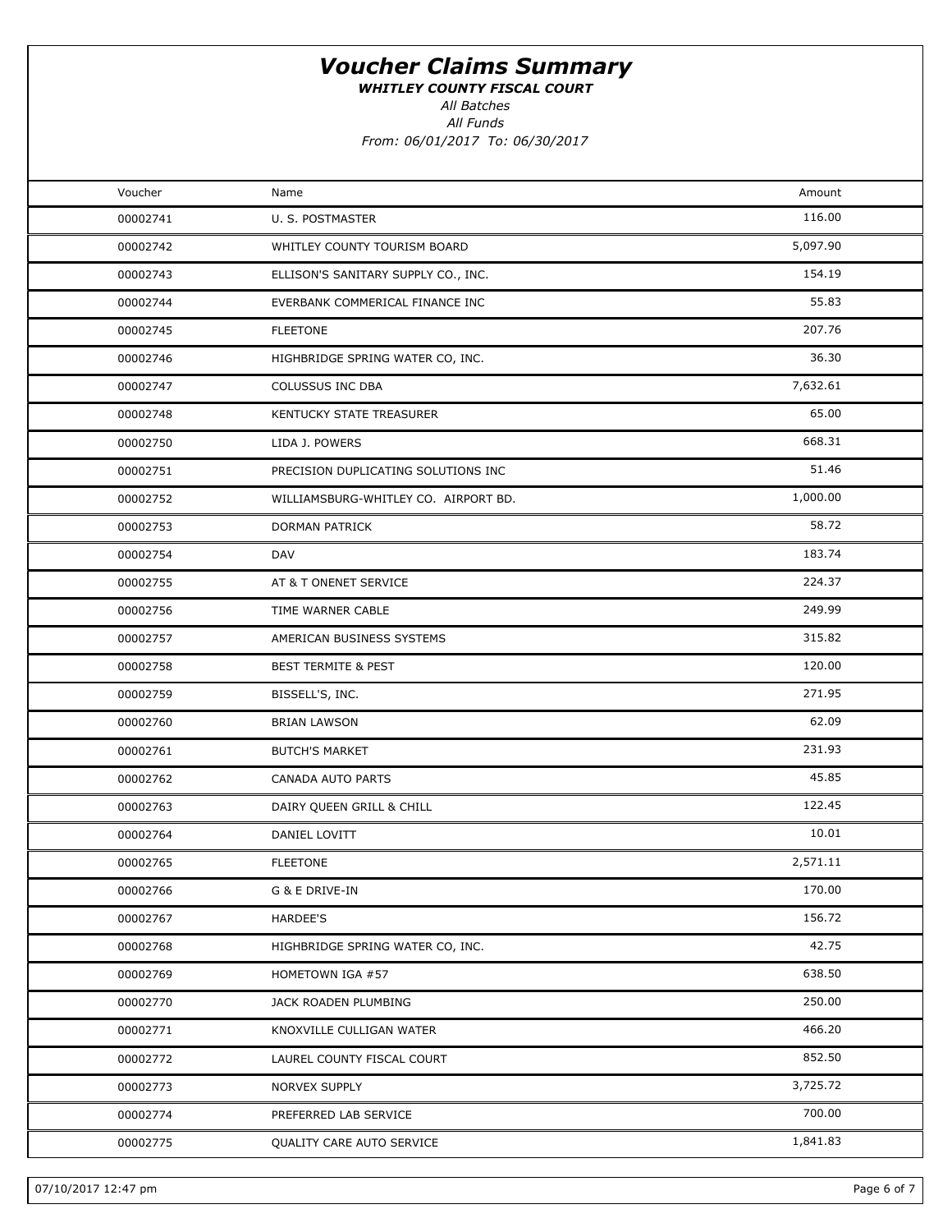# *Voucher Claims Summary*

***WHITLEY COUNTY FISCAL COURT***

*All Batches*

*All Funds*

*From: 06/01/2017 To: 06/30/2017*

| Voucher | Name | Amount |
|---|---|---|
| 00002741 | U. S. POSTMASTER | 116.00 |
| 00002742 | WHITLEY COUNTY TOURISM BOARD | 5,097.90 |
| 00002743 | ELLISON'S SANITARY SUPPLY CO., INC. | 154.19 |
| 00002744 | EVERBANK COMMERICAL FINANCE INC | 55.83 |
| 00002745 | FLEETONE | 207.76 |
| 00002746 | HIGHBRIDGE SPRING WATER CO, INC. | 36.30 |
| 00002747 | COLUSSUS INC DBA | 7,632.61 |
| 00002748 | KENTUCKY STATE TREASURER | 65.00 |
| 00002750 | LIDA J. POWERS | 668.31 |
| 00002751 | PRECISION DUPLICATING SOLUTIONS INC | 51.46 |
| 00002752 | WILLIAMSBURG-WHITLEY CO. AIRPORT BD. | 1,000.00 |
| 00002753 | DORMAN PATRICK | 58.72 |
| 00002754 | DAV | 183.74 |
| 00002755 | AT & T ONENET SERVICE | 224.37 |
| 00002756 | TIME WARNER CABLE | 249.99 |
| 00002757 | AMERICAN BUSINESS SYSTEMS | 315.82 |
| 00002758 | BEST TERMITE & PEST | 120.00 |
| 00002759 | BISSELL'S, INC. | 271.95 |
| 00002760 | BRIAN LAWSON | 62.09 |
| 00002761 | BUTCH'S MARKET | 231.93 |
| 00002762 | CANADA AUTO PARTS | 45.85 |
| 00002763 | DAIRY QUEEN GRILL & CHILL | 122.45 |
| 00002764 | DANIEL LOVITT | 10.01 |
| 00002765 | FLEETONE | 2,571.11 |
| 00002766 | G & E DRIVE-IN | 170.00 |
| 00002767 | HARDEE'S | 156.72 |
| 00002768 | HIGHBRIDGE SPRING WATER CO, INC. | 42.75 |
| 00002769 | HOMETOWN IGA #57 | 638.50 |
| 00002770 | JACK ROADEN PLUMBING | 250.00 |
| 00002771 | KNOXVILLE CULLIGAN WATER | 466.20 |
| 00002772 | LAUREL COUNTY FISCAL COURT | 852.50 |
| 00002773 | NORVEX SUPPLY | 3,725.72 |
| 00002774 | PREFERRED LAB SERVICE | 700.00 |
| 00002775 | QUALITY CARE AUTO SERVICE | 1,841.83 |

07/10/2017 12:47 pm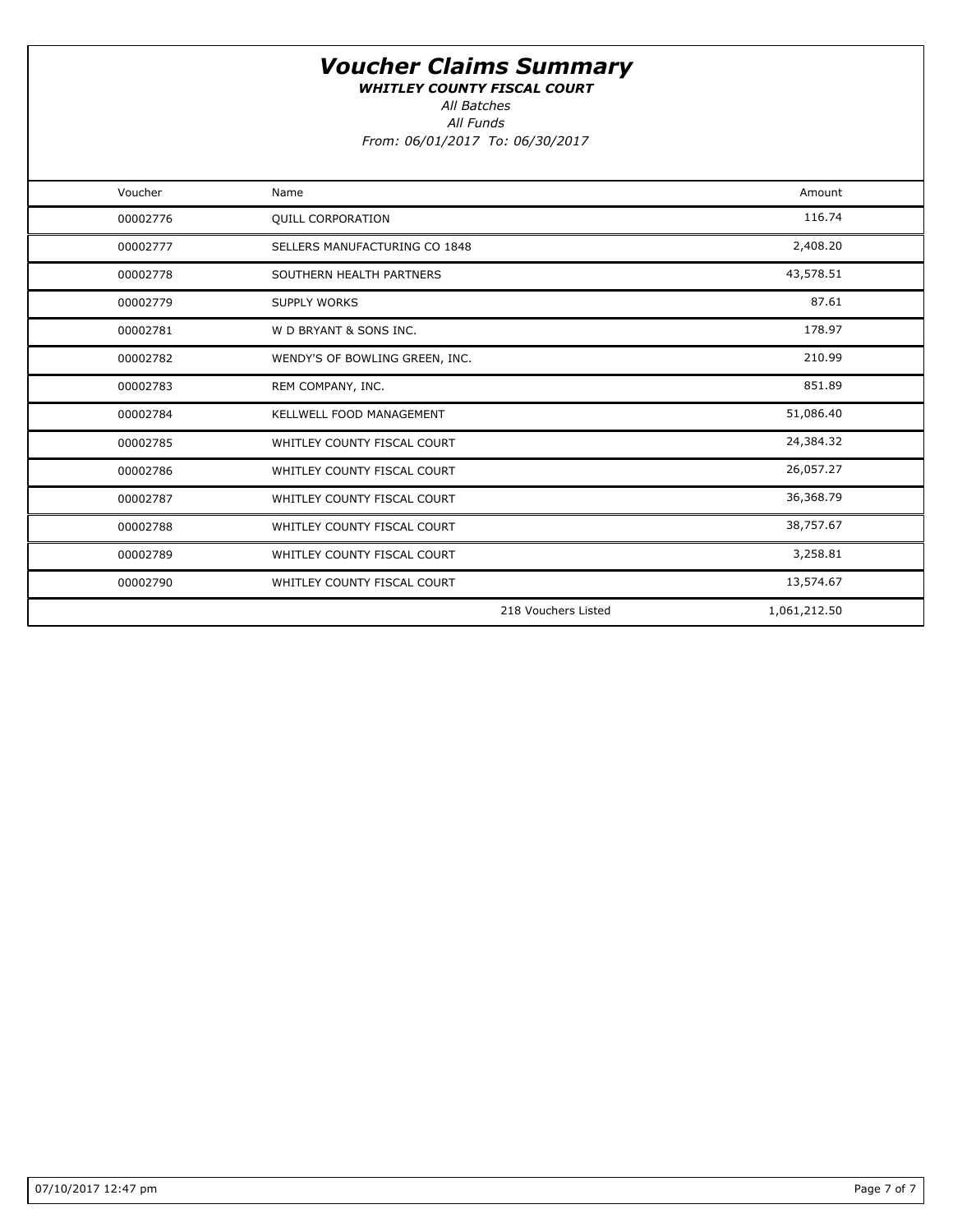# Voucher Claims Summary

***WHITLEY COUNTY FISCAL COURT***

*All Batches*

*All Funds*

*From: 06/01/2017 To: 06/30/2017*

| Voucher | Name | | Amount |
|---|---|---|---|
| 00002776 | QUILL CORPORATION | | 116.74 |
| 00002777 | SELLERS MANUFACTURING CO 1848 | | 2,408.20 |
| 00002778 | SOUTHERN HEALTH PARTNERS | | 43,578.51 |
| 00002779 | SUPPLY WORKS | | 87.61 |
| 00002781 | W D BRYANT & SONS INC. | | 178.97 |
| 00002782 | WENDY'S OF BOWLING GREEN, INC. | | 210.99 |
| 00002783 | REM COMPANY, INC. | | 851.89 |
| 00002784 | KELLWELL FOOD MANAGEMENT | | 51,086.40 |
| 00002785 | WHITLEY COUNTY FISCAL COURT | | 24,384.32 |
| 00002786 | WHITLEY COUNTY FISCAL COURT | | 26,057.27 |
| 00002787 | WHITLEY COUNTY FISCAL COURT | | 36,368.79 |
| 00002788 | WHITLEY COUNTY FISCAL COURT | | 38,757.67 |
| 00002789 | WHITLEY COUNTY FISCAL COURT | | 3,258.81 |
| 00002790 | WHITLEY COUNTY FISCAL COURT | | 13,574.67 |
| | | 218 Vouchers Listed | 1,061,212.50 |

07/10/2017 12:47 pm